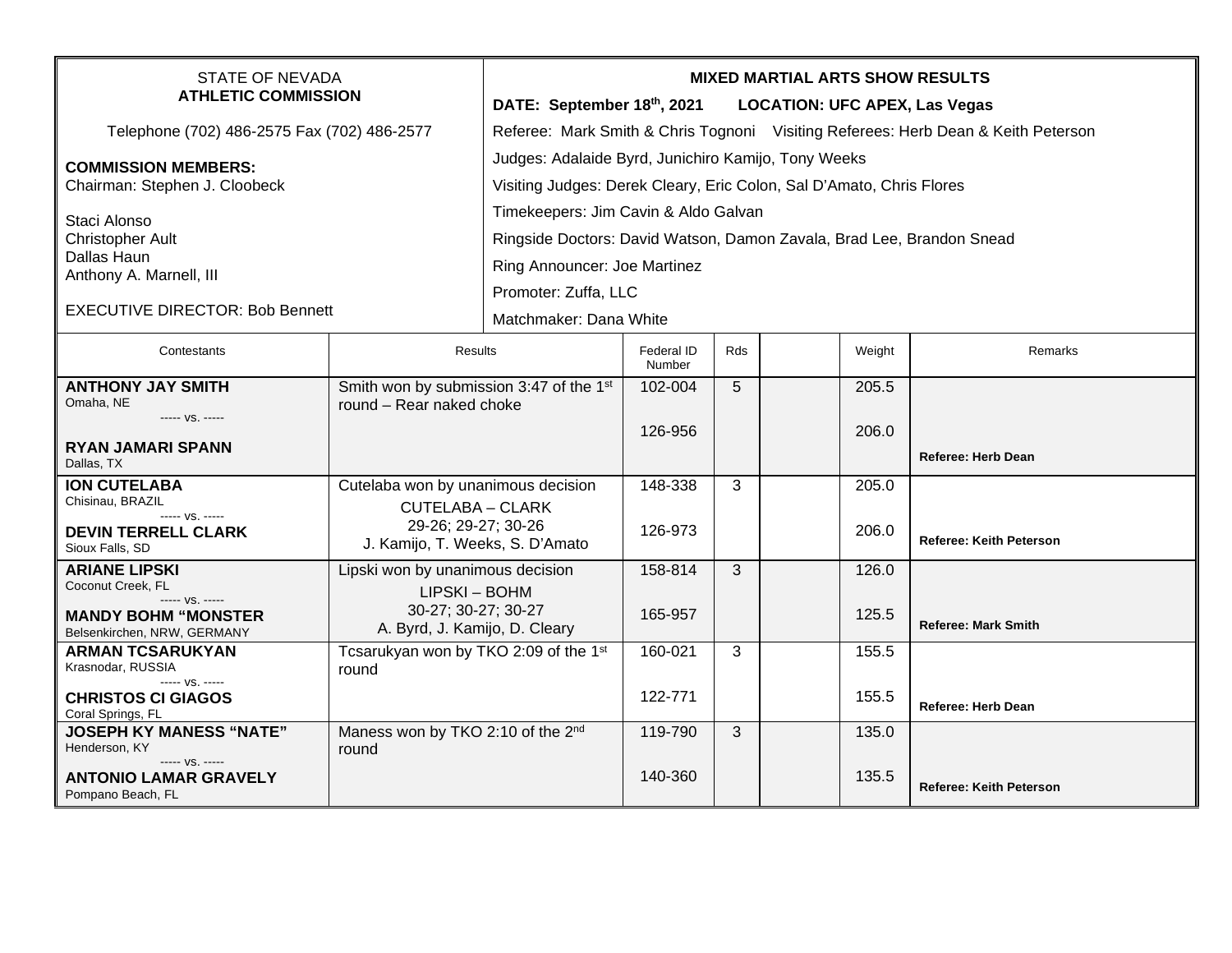STATE OF NEVADA
**ATHLETIC COMMISSION**

Telephone (702) 486-2575 Fax (702) 486-2577

**COMMISSION MEMBERS:**
Chairman: Stephen J. Cloobeck

Staci Alonso
Christopher Ault
Dallas Haun
Anthony A. Marnell, III

EXECUTIVE DIRECTOR: Bob Bennett

**MIXED MARTIAL ARTS SHOW RESULTS**

**DATE: September 18th, 2021 LOCATION: UFC APEX, Las Vegas**

Referee: Mark Smith & Chris Tognoni Visiting Referees: Herb Dean & Keith Peterson

Judges: Adalaide Byrd, Junichiro Kamijo, Tony Weeks

Visiting Judges: Derek Cleary, Eric Colon, Sal D'Amato, Chris Flores

Timekeepers: Jim Cavin & Aldo Galvan

Ringside Doctors: David Watson, Damon Zavala, Brad Lee, Brandon Snead

Ring Announcer: Joe Martinez

Promoter: Zuffa, LLC

Matchmaker: Dana White

| Contestants | Results | Federal ID Number | Rds | | Weight | Remarks |
|---|---|---|---|---|---|---|
| **ANTHONY JAY SMITH** Omaha, NE ----- vs. ----- **RYAN JAMARI SPANN** Dallas, TX | Smith won by submission 3:47 of the 1st round – Rear naked choke | 102-004<br>126-956 | 5 | | 205.5<br>206.0 | **Referee: Herb Dean** |
| **ION CUTELABA** Chisinau, BRAZIL ----- vs. ----- **DEVIN TERRELL CLARK** Sioux Falls, SD | Cutelaba won by unanimous decision CUTELABA – CLARK 29-26; 29-27; 30-26 J. Kamijo, T. Weeks, S. D'Amato | 148-338<br>126-973 | 3 | | 205.0<br>206.0 | **Referee: Keith Peterson** |
| **ARIANE LIPSKI** Coconut Creek, FL ----- vs. ----- **MANDY BOHM "MONSTER** Belsenkirchen, NRW, GERMANY | Lipski won by unanimous decision LIPSKI – BOHM 30-27; 30-27; 30-27 A. Byrd, J. Kamijo, D. Cleary | 158-814<br>165-957 | 3 | | 126.0<br>125.5 | **Referee: Mark Smith** |
| **ARMAN TCSARUKYAN** Krasnodar, RUSSIA ----- vs. ----- **CHRISTOS CI GIAGOS** Coral Springs, FL | Tcsarukyan won by TKO 2:09 of the 1st round | 160-021<br>122-771 | 3 | | 155.5<br>155.5 | **Referee: Herb Dean** |
| **JOSEPH KY MANESS "NATE"** Henderson, KY ----- vs. ----- **ANTONIO LAMAR GRAVELY** Pompano Beach, FL | Maness won by TKO 2:10 of the 2nd round | 119-790<br>140-360 | 3 | | 135.0<br>135.5 | **Referee: Keith Peterson** |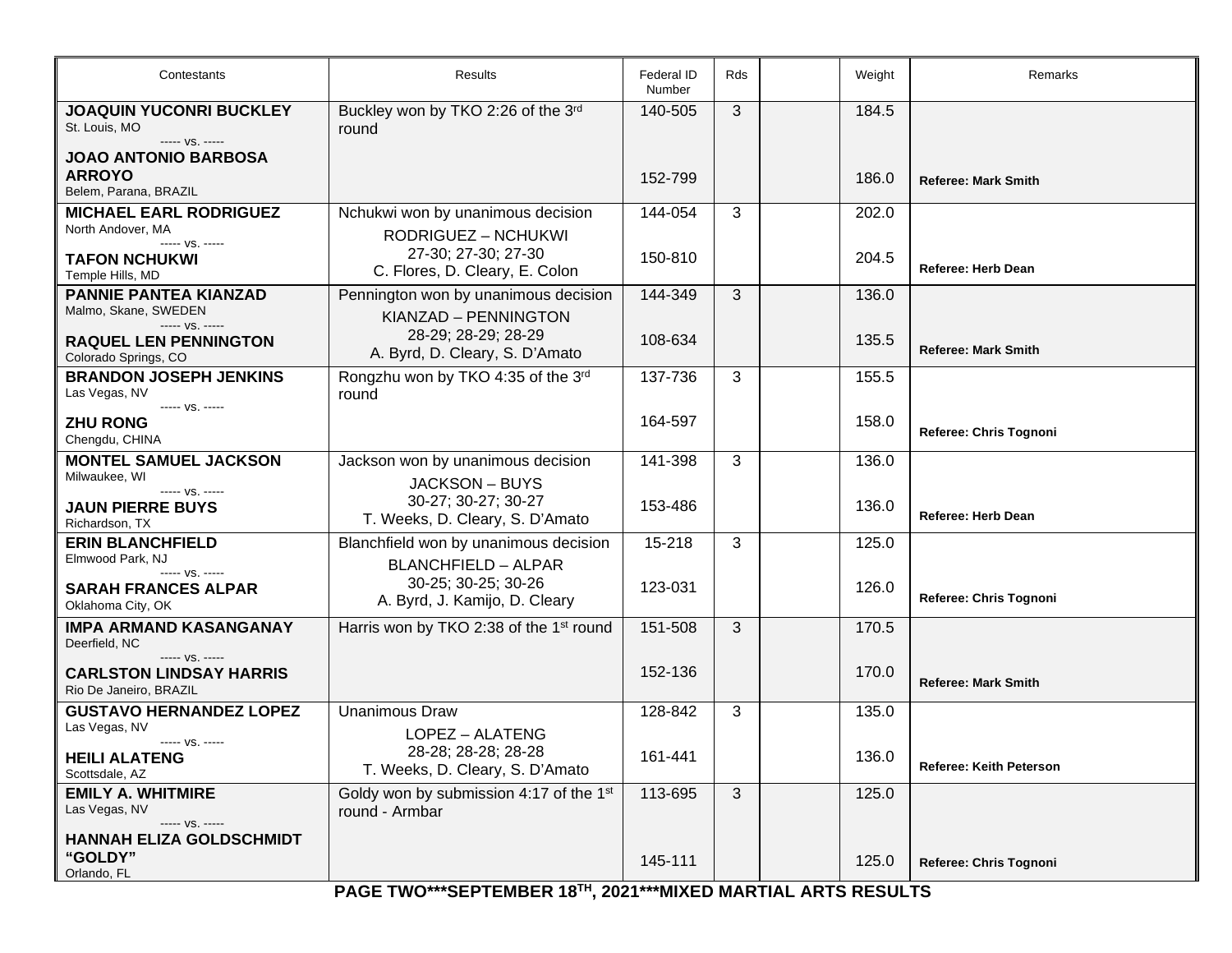| Contestants | Results | Federal ID Number | Rds | | Weight | Remarks |
|---|---|---|---|---|---|---|
| **JOAQUIN YUCONRI BUCKLEY** St. Louis, MO ----- vs. ----- | Buckley won by TKO 2:26 of the 3rd round | 140-505 | 3 | | 184.5 | |
| **JOAO ANTONIO BARBOSA ARROYO** Belem, Parana, BRAZIL | | 152-799 | | | 186.0 | **Referee: Mark Smith** |
| **MICHAEL EARL RODRIGUEZ** North Andover, MA ----- vs. ----- | Nchukwi won by unanimous decision RODRIGUEZ – NCHUKWI | 144-054 | 3 | | 202.0 | |
| **TAFON NCHUKWI** Temple Hills, MD | 27-30; 27-30; 27-30 C. Flores, D. Cleary, E. Colon | 150-810 | | | 204.5 | **Referee: Herb Dean** |
| **PANNIE PANTEA KIANZAD** Malmo, Skane, SWEDEN ----- vs. ----- | Pennington won by unanimous decision KIANZAD – PENNINGTON | 144-349 | 3 | | 136.0 | |
| **RAQUEL LEN PENNINGTON** Colorado Springs, CO | 28-29; 28-29; 28-29 A. Byrd, D. Cleary, S. D'Amato | 108-634 | | | 135.5 | **Referee: Mark Smith** |
| **BRANDON JOSEPH JENKINS** Las Vegas, NV ----- vs. ----- | Rongzhu won by TKO 4:35 of the 3rd round | 137-736 | 3 | | 155.5 | |
| **ZHU RONG** Chengdu, CHINA | | 164-597 | | | 158.0 | **Referee: Chris Tognoni** |
| **MONTEL SAMUEL JACKSON** Milwaukee, WI ----- vs. ----- | Jackson won by unanimous decision JACKSON – BUYS | 141-398 | 3 | | 136.0 | |
| **JAUN PIERRE BUYS** Richardson, TX | 30-27; 30-27; 30-27 T. Weeks, D. Cleary, S. D'Amato | 153-486 | | | 136.0 | **Referee: Herb Dean** |
| **ERIN BLANCHFIELD** Elmwood Park, NJ ----- vs. ----- | Blanchfield won by unanimous decision BLANCHFIELD – ALPAR | 15-218 | 3 | | 125.0 | |
| **SARAH FRANCES ALPAR** Oklahoma City, OK | 30-25; 30-25; 30-26 A. Byrd, J. Kamijo, D. Cleary | 123-031 | | | 126.0 | **Referee: Chris Tognoni** |
| **IMPA ARMAND KASANGANAY** Deerfield, NC ----- vs. ----- | Harris won by TKO 2:38 of the 1st round | 151-508 | 3 | | 170.5 | |
| **CARLSTON LINDSAY HARRIS** Rio De Janeiro, BRAZIL | | 152-136 | | | 170.0 | **Referee: Mark Smith** |
| **GUSTAVO HERNANDEZ LOPEZ** Las Vegas, NV ----- vs. ----- | Unanimous Draw LOPEZ – ALATENG | 128-842 | 3 | | 135.0 | |
| **HEILI ALATENG** Scottsdale, AZ | 28-28; 28-28; 28-28 T. Weeks, D. Cleary, S. D'Amato | 161-441 | | | 136.0 | **Referee: Keith Peterson** |
| **EMILY A. WHITMIRE** Las Vegas, NV ----- vs. ----- | Goldy won by submission 4:17 of the 1st round - Armbar | 113-695 | 3 | | 125.0 | |
| **HANNAH ELIZA GOLDSCHMIDT "GOLDY"** Orlando, FL | | 145-111 | | | 125.0 | **Referee: Chris Tognoni** |